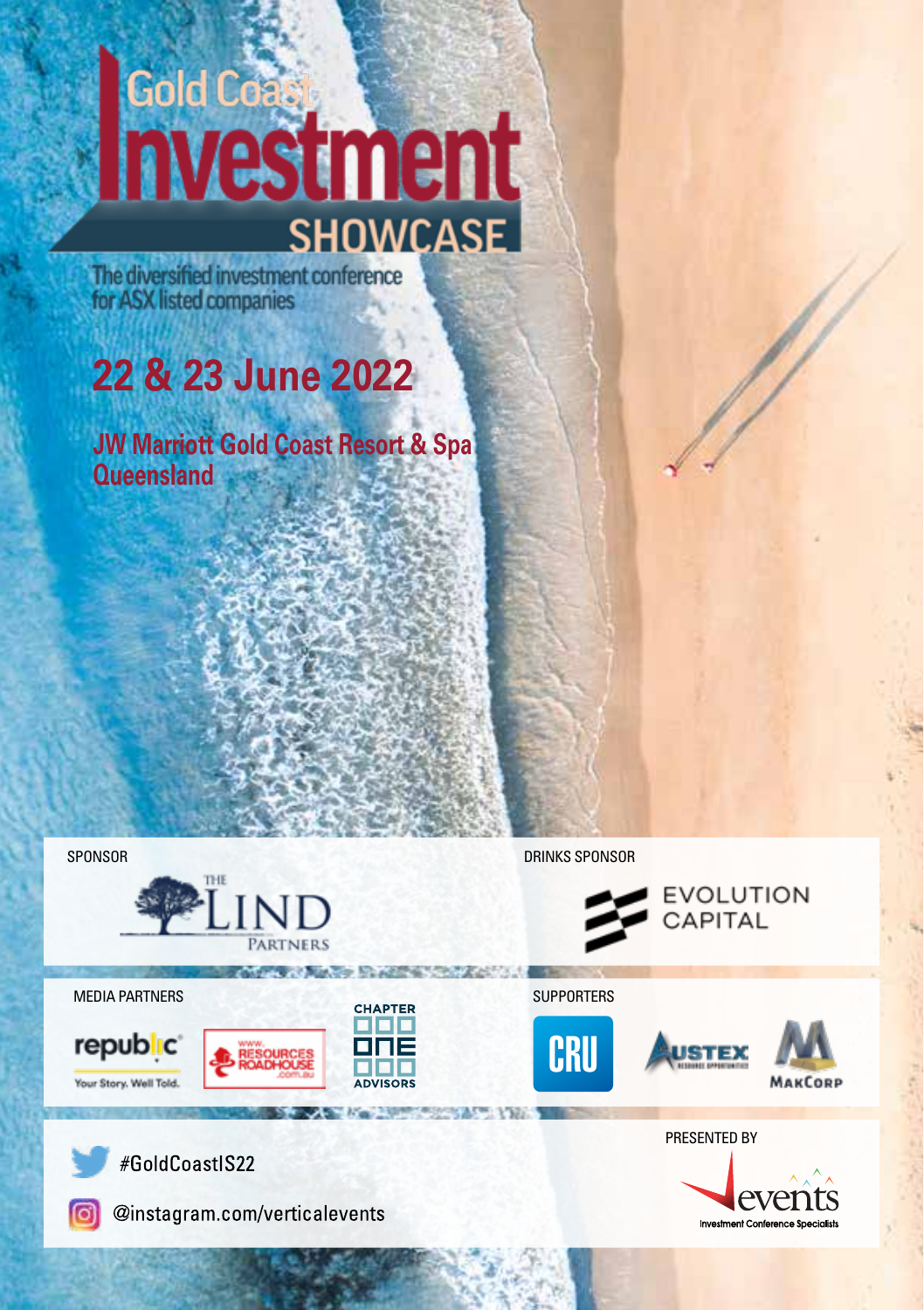# Gold Coast Investment SHOWCASE

The diversified investment conference for ASX listed companies

## 22 & 23 June 2022

**JW Marriott Gold Coast Resort & Spa Queensland**

SPONSOR

THE LIND PARTNERS

DRINKS SPONSOR

EVOLUTION CAPITAL

MEDIA PARTNERS

republic — Your Story. Well Told.

www.RESOURCES ROADHOUSE .com.au

CHAPTER ONE ADVISORS

SUPPORTERS

CRU

AUSTEX

MAKCORP

#GoldCoastIS22

@instagram.com/verticalevents

PRESENTED BY

events — Investment Conference Specialists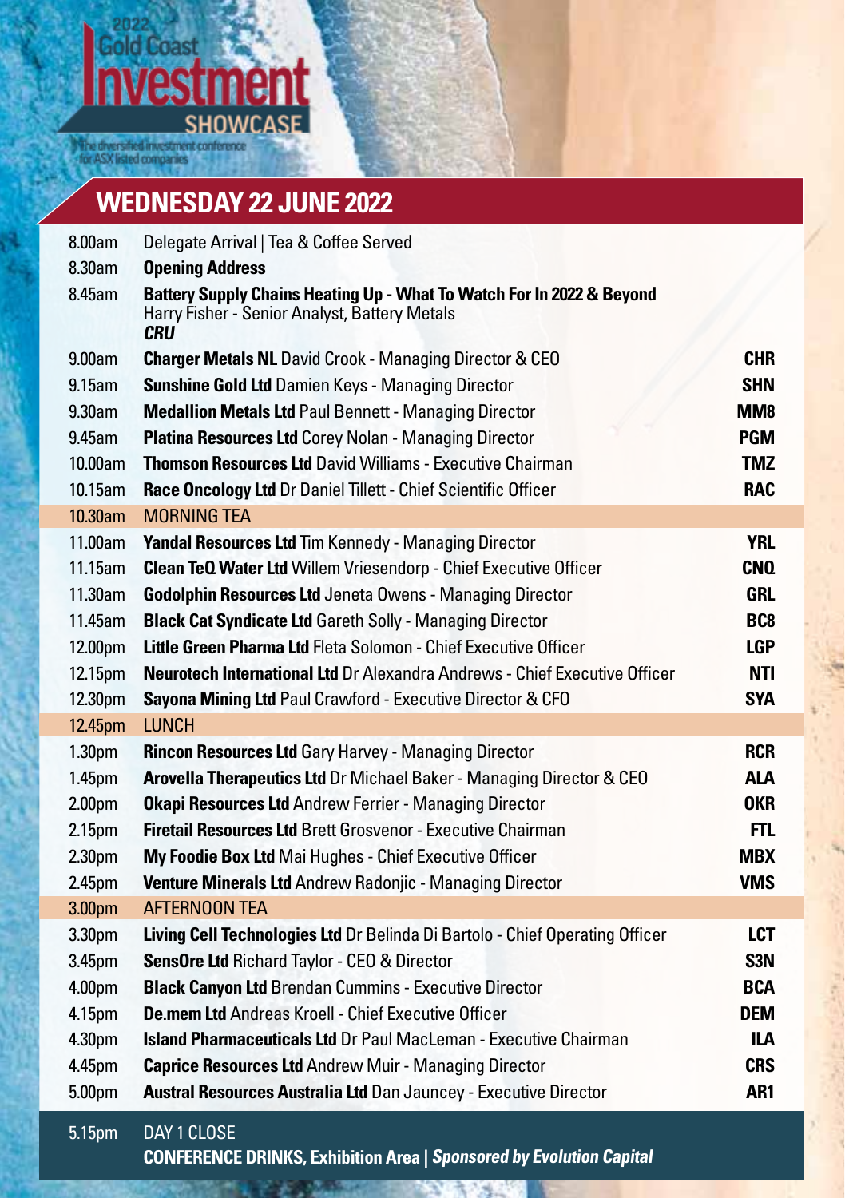2022 Gold Coast Investment SHOWCASE

The diversified investment conference for ASX listed companies

## WEDNESDAY 22 JUNE 2022

| Time | Session | Code |
|---|---|---|
| 8.00am | Delegate Arrival \| Tea & Coffee Served | |
| 8.30am | **Opening Address** | |
| 8.45am | **Battery Supply Chains Heating Up - What To Watch For In 2022 & Beyond** Harry Fisher - Senior Analyst, Battery Metals ***CRU*** | |
| 9.00am | **Charger Metals NL** David Crook - Managing Director & CEO | **CHR** |
| 9.15am | **Sunshine Gold Ltd** Damien Keys - Managing Director | **SHN** |
| 9.30am | **Medallion Metals Ltd** Paul Bennett - Managing Director | **MM8** |
| 9.45am | **Platina Resources Ltd** Corey Nolan - Managing Director | **PGM** |
| 10.00am | **Thomson Resources Ltd** David Williams - Executive Chairman | **TMZ** |
| 10.15am | **Race Oncology Ltd** Dr Daniel Tillett - Chief Scientific Officer | **RAC** |
| 10.30am | MORNING TEA | |
| 11.00am | **Yandal Resources Ltd** Tim Kennedy - Managing Director | **YRL** |
| 11.15am | **Clean TeQ Water Ltd** Willem Vriesendorp - Chief Executive Officer | **CNQ** |
| 11.30am | **Godolphin Resources Ltd** Jeneta Owens - Managing Director | **GRL** |
| 11.45am | **Black Cat Syndicate Ltd** Gareth Solly - Managing Director | **BC8** |
| 12.00pm | **Little Green Pharma Ltd** Fleta Solomon - Chief Executive Officer | **LGP** |
| 12.15pm | **Neurotech International Ltd** Dr Alexandra Andrews - Chief Executive Officer | **NTI** |
| 12.30pm | **Sayona Mining Ltd** Paul Crawford - Executive Director & CFO | **SYA** |
| 12.45pm | LUNCH | |
| 1.30pm | **Rincon Resources Ltd** Gary Harvey - Managing Director | **RCR** |
| 1.45pm | **Arovella Therapeutics Ltd** Dr Michael Baker - Managing Director & CEO | **ALA** |
| 2.00pm | **Okapi Resources Ltd** Andrew Ferrier - Managing Director | **OKR** |
| 2.15pm | **Firetail Resources Ltd** Brett Grosvenor - Executive Chairman | **FTL** |
| 2.30pm | **My Foodie Box Ltd** Mai Hughes - Chief Executive Officer | **MBX** |
| 2.45pm | **Venture Minerals Ltd** Andrew Radonjic - Managing Director | **VMS** |
| 3.00pm | AFTERNOON TEA | |
| 3.30pm | **Living Cell Technologies Ltd** Dr Belinda Di Bartolo - Chief Operating Officer | **LCT** |
| 3.45pm | **SensOre Ltd** Richard Taylor - CEO & Director | **S3N** |
| 4.00pm | **Black Canyon Ltd** Brendan Cummins - Executive Director | **BCA** |
| 4.15pm | **De.mem Ltd** Andreas Kroell - Chief Executive Officer | **DEM** |
| 4.30pm | **Island Pharmaceuticals Ltd** Dr Paul MacLeman - Executive Chairman | **ILA** |
| 4.45pm | **Caprice Resources Ltd** Andrew Muir - Managing Director | **CRS** |
| 5.00pm | **Austral Resources Australia Ltd** Dan Jauncey - Executive Director | **AR1** |
| 5.15pm | DAY 1 CLOSE **CONFERENCE DRINKS, Exhibition Area \| *Sponsored by Evolution Capital*** | |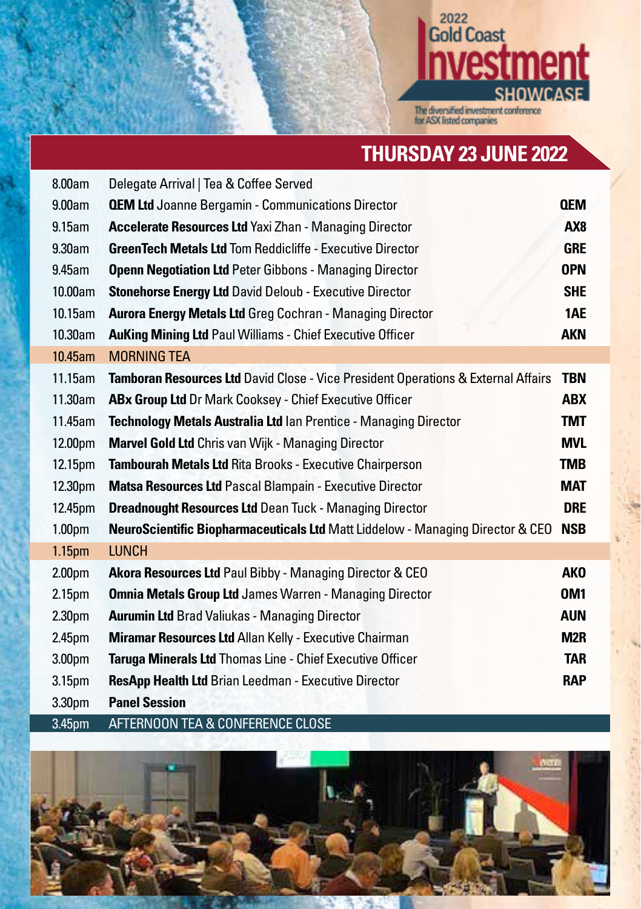2022 Gold Coast Investment SHOWCASE

The diversified investment conference for ASX listed companies

## THURSDAY 23 JUNE 2022

| Time | Session | Code |
|---|---|---|
| 8.00am | Delegate Arrival \| Tea & Coffee Served | |
| 9.00am | **QEM Ltd** Joanne Bergamin - Communications Director | **QEM** |
| 9.15am | **Accelerate Resources Ltd** Yaxi Zhan - Managing Director | **AX8** |
| 9.30am | **GreenTech Metals Ltd** Tom Reddicliffe - Executive Director | **GRE** |
| 9.45am | **Openn Negotiation Ltd** Peter Gibbons - Managing Director | **OPN** |
| 10.00am | **Stonehorse Energy Ltd** David Deloub - Executive Director | **SHE** |
| 10.15am | **Aurora Energy Metals Ltd** Greg Cochran - Managing Director | **1AE** |
| 10.30am | **AuKing Mining Ltd** Paul Williams - Chief Executive Officer | **AKN** |
| 10.45am | MORNING TEA | |
| 11.15am | **Tamboran Resources Ltd** David Close - Vice President Operations & External Affairs | **TBN** |
| 11.30am | **ABx Group Ltd** Dr Mark Cooksey - Chief Executive Officer | **ABX** |
| 11.45am | **Technology Metals Australia Ltd** Ian Prentice - Managing Director | **TMT** |
| 12.00pm | **Marvel Gold Ltd** Chris van Wijk - Managing Director | **MVL** |
| 12.15pm | **Tambourah Metals Ltd** Rita Brooks - Executive Chairperson | **TMB** |
| 12.30pm | **Matsa Resources Ltd** Pascal Blampain - Executive Director | **MAT** |
| 12.45pm | **Dreadnought Resources Ltd** Dean Tuck - Managing Director | **DRE** |
| 1.00pm | **NeuroScientific Biopharmaceuticals Ltd** Matt Liddelow - Managing Director & CEO | **NSB** |
| 1.15pm | LUNCH | |
| 2.00pm | **Akora Resources Ltd** Paul Bibby - Managing Director & CEO | **AKO** |
| 2.15pm | **Omnia Metals Group Ltd** James Warren - Managing Director | **OM1** |
| 2.30pm | **Aurumin Ltd** Brad Valiukas - Managing Director | **AUN** |
| 2.45pm | **Miramar Resources Ltd** Allan Kelly - Executive Chairman | **M2R** |
| 3.00pm | **Taruga Minerals Ltd** Thomas Line - Chief Executive Officer | **TAR** |
| 3.15pm | **ResApp Health Ltd** Brian Leedman - Executive Director | **RAP** |
| 3.30pm | **Panel Session** | |
| 3.45pm | AFTERNOON TEA & CONFERENCE CLOSE | |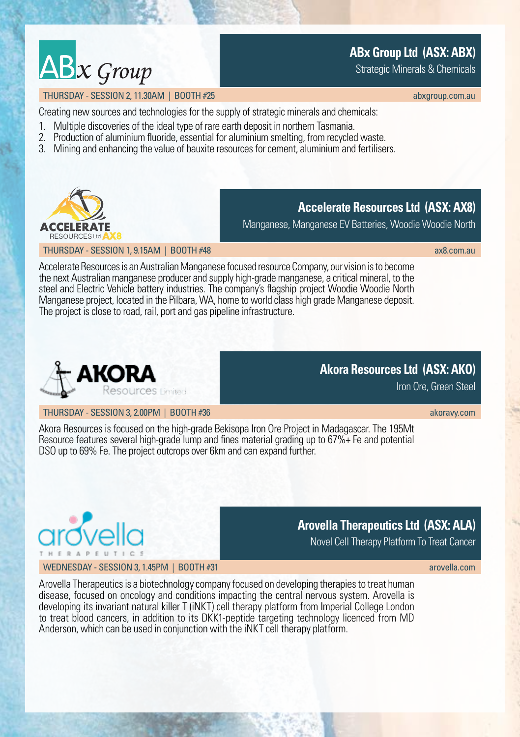## ABx Group Ltd (ASX: ABX)

Strategic Minerals & Chemicals

THURSDAY - SESSION 2, 11.30AM | BOOTH #25

abxgroup.com.au

Creating new sources and technologies for the supply of strategic minerals and chemicals:

1. Multiple discoveries of the ideal type of rare earth deposit in northern Tasmania.
2. Production of aluminium fluoride, essential for aluminium smelting, from recycled waste.
3. Mining and enhancing the value of bauxite resources for cement, aluminium and fertilisers.

## Accelerate Resources Ltd (ASX: AX8)

Manganese, Manganese EV Batteries, Woodie Woodie North

THURSDAY - SESSION 1, 9.15AM | BOOTH #48

ax8.com.au

Accelerate Resources is an Australian Manganese focused resource Company, our vision is to become the next Australian manganese producer and supply high-grade manganese, a critical mineral, to the steel and Electric Vehicle battery industries. The company's flagship project Woodie Woodie North Manganese project, located in the Pilbara, WA, home to world class high grade Manganese deposit. The project is close to road, rail, port and gas pipeline infrastructure.

## Akora Resources Ltd (ASX: AKO)

Iron Ore, Green Steel

THURSDAY - SESSION 3, 2.00PM | BOOTH #36

akoravy.com

Akora Resources is focused on the high-grade Bekisopa Iron Ore Project in Madagascar. The 195Mt Resource features several high-grade lump and fines material grading up to 67%+ Fe and potential DSO up to 69% Fe. The project outcrops over 6km and can expand further.

## Arovella Therapeutics Ltd (ASX: ALA)

Novel Cell Therapy Platform To Treat Cancer

WEDNESDAY - SESSION 3, 1.45PM | BOOTH #31

arovella.com

Arovella Therapeutics is a biotechnology company focused on developing therapies to treat human disease, focused on oncology and conditions impacting the central nervous system. Arovella is developing its invariant natural killer T (iNKT) cell therapy platform from Imperial College London to treat blood cancers, in addition to its DKK1-peptide targeting technology licenced from MD Anderson, which can be used in conjunction with the iNKT cell therapy platform.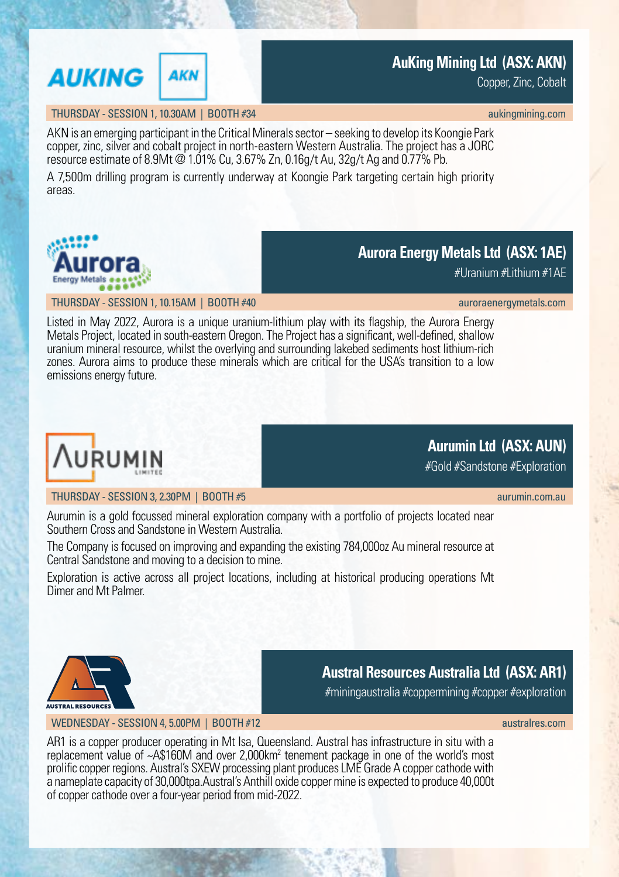## AuKing Mining Ltd (ASX: AKN)

Copper, Zinc, Cobalt

THURSDAY - SESSION 1, 10.30AM | BOOTH #34

aukingmining.com

AKN is an emerging participant in the Critical Minerals sector – seeking to develop its Koongie Park copper, zinc, silver and cobalt project in north-eastern Western Australia. The project has a JORC resource estimate of 8.9Mt @ 1.01% Cu, 3.67% Zn, 0.16g/t Au, 32g/t Ag and 0.77% Pb.

A 7,500m drilling program is currently underway at Koongie Park targeting certain high priority areas.

## Aurora Energy Metals Ltd (ASX: 1AE)

#Uranium #Lithium #1AE

THURSDAY - SESSION 1, 10.15AM | BOOTH #40

auroraenergymetals.com

Listed in May 2022, Aurora is a unique uranium-lithium play with its flagship, the Aurora Energy Metals Project, located in south-eastern Oregon. The Project has a significant, well-defined, shallow uranium mineral resource, whilst the overlying and surrounding lakebed sediments host lithium-rich zones. Aurora aims to produce these minerals which are critical for the USA's transition to a low emissions energy future.

## Aurumin Ltd (ASX: AUN)

#Gold #Sandstone #Exploration

THURSDAY - SESSION 3, 2.30PM | BOOTH #5

aurumin.com.au

Aurumin is a gold focussed mineral exploration company with a portfolio of projects located near Southern Cross and Sandstone in Western Australia.

The Company is focused on improving and expanding the existing 784,000oz Au mineral resource at Central Sandstone and moving to a decision to mine.

Exploration is active across all project locations, including at historical producing operations Mt Dimer and Mt Palmer.

## Austral Resources Australia Ltd (ASX: AR1)

#miningaustralia #coppermining #copper #exploration

WEDNESDAY - SESSION 4, 5.00PM | BOOTH #12

australres.com

AR1 is a copper producer operating in Mt Isa, Queensland. Austral has infrastructure in situ with a replacement value of ~A$160M and over 2,000km$^2$ tenement package in one of the world's most prolific copper regions. Austral's SXEW processing plant produces LME Grade A copper cathode with a nameplate capacity of 30,000tpa.Austral's Anthill oxide copper mine is expected to produce 40,000t of copper cathode over a four-year period from mid-2022.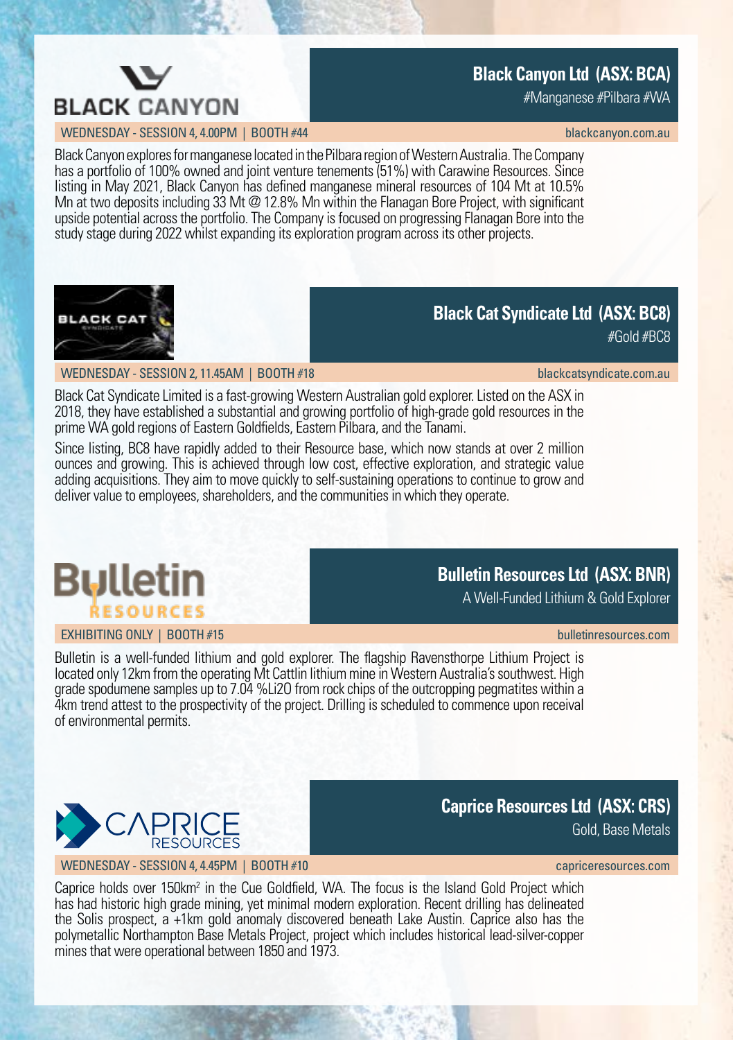## Black Canyon Ltd (ASX: BCA)

#Manganese #Pilbara #WA

WEDNESDAY - SESSION 4, 4.00PM | BOOTH #44

blackcanyon.com.au

Black Canyon explores for manganese located in the Pilbara region of Western Australia. The Company has a portfolio of 100% owned and joint venture tenements (51%) with Carawine Resources. Since listing in May 2021, Black Canyon has defined manganese mineral resources of 104 Mt at 10.5% Mn at two deposits including 33 Mt @ 12.8% Mn within the Flanagan Bore Project, with significant upside potential across the portfolio. The Company is focused on progressing Flanagan Bore into the study stage during 2022 whilst expanding its exploration program across its other projects.

## Black Cat Syndicate Ltd (ASX: BC8)

#Gold #BC8

WEDNESDAY - SESSION 2, 11.45AM | BOOTH #18

blackcatsyndicate.com.au

Black Cat Syndicate Limited is a fast-growing Western Australian gold explorer. Listed on the ASX in 2018, they have established a substantial and growing portfolio of high-grade gold resources in the prime WA gold regions of Eastern Goldfields, Eastern Pilbara, and the Tanami.

Since listing, BC8 have rapidly added to their Resource base, which now stands at over 2 million ounces and growing. This is achieved through low cost, effective exploration, and strategic value adding acquisitions. They aim to move quickly to self-sustaining operations to continue to grow and deliver value to employees, shareholders, and the communities in which they operate.

## Bulletin Resources Ltd (ASX: BNR)

A Well-Funded Lithium & Gold Explorer

EXHIBITING ONLY | BOOTH #15

bulletinresources.com

Bulletin is a well-funded lithium and gold explorer. The flagship Ravensthorpe Lithium Project is located only 12km from the operating Mt Cattlin lithium mine in Western Australia's southwest. High grade spodumene samples up to 7.04 %Li2O from rock chips of the outcropping pegmatites within a 4km trend attest to the prospectivity of the project. Drilling is scheduled to commence upon receival of environmental permits.

## Caprice Resources Ltd (ASX: CRS)

Gold, Base Metals

WEDNESDAY - SESSION 4, 4.45PM | BOOTH #10

capriceresources.com

Caprice holds over 150km$^2$ in the Cue Goldfield, WA. The focus is the Island Gold Project which has had historic high grade mining, yet minimal modern exploration. Recent drilling has delineated the Solis prospect, a +1km gold anomaly discovered beneath Lake Austin. Caprice also has the polymetallic Northampton Base Metals Project, project which includes historical lead-silver-copper mines that were operational between 1850 and 1973.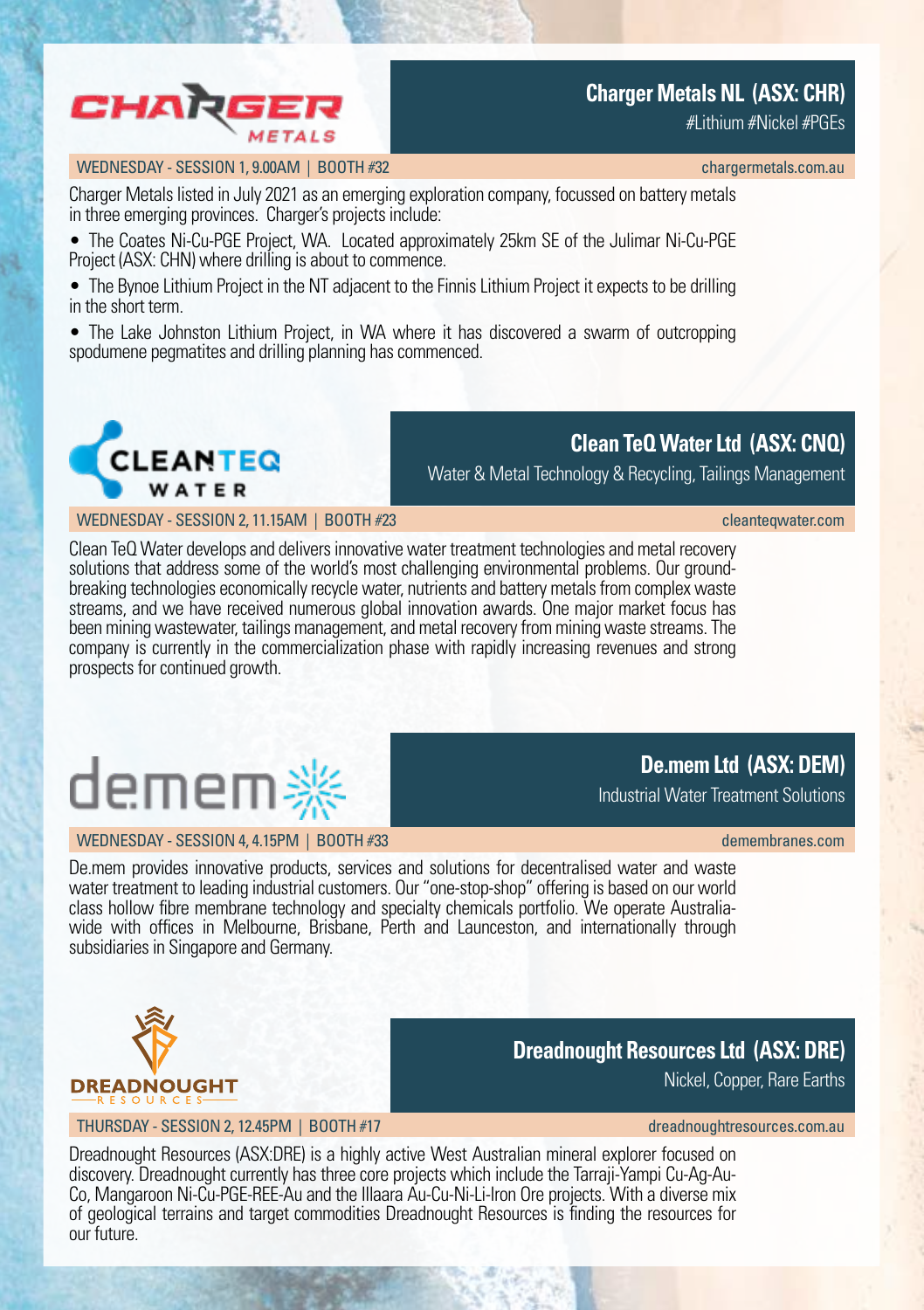## Charger Metals NL (ASX: CHR)

#Lithium #Nickel #PGEs

WEDNESDAY - SESSION 1, 9.00AM | BOOTH #32

chargermetals.com.au

Charger Metals listed in July 2021 as an emerging exploration company, focussed on battery metals in three emerging provinces. Charger's projects include:

- The Coates Ni-Cu-PGE Project, WA. Located approximately 25km SE of the Julimar Ni-Cu-PGE Project (ASX: CHN) where drilling is about to commence.
- The Bynoe Lithium Project in the NT adjacent to the Finnis Lithium Project it expects to be drilling in the short term.
- The Lake Johnston Lithium Project, in WA where it has discovered a swarm of outcropping spodumene pegmatites and drilling planning has commenced.

## Clean TeQ Water Ltd (ASX: CNQ)

Water & Metal Technology & Recycling, Tailings Management

WEDNESDAY - SESSION 2, 11.15AM | BOOTH #23

cleanteqwater.com

Clean TeQ Water develops and delivers innovative water treatment technologies and metal recovery solutions that address some of the world's most challenging environmental problems. Our ground-breaking technologies economically recycle water, nutrients and battery metals from complex waste streams, and we have received numerous global innovation awards. One major market focus has been mining wastewater, tailings management, and metal recovery from mining waste streams. The company is currently in the commercialization phase with rapidly increasing revenues and strong prospects for continued growth.

## De.mem Ltd (ASX: DEM)

Industrial Water Treatment Solutions

WEDNESDAY - SESSION 4, 4.15PM | BOOTH #33

demembranes.com

De.mem provides innovative products, services and solutions for decentralised water and waste water treatment to leading industrial customers. Our "one-stop-shop" offering is based on our world class hollow fibre membrane technology and specialty chemicals portfolio. We operate Australia-wide with offices in Melbourne, Brisbane, Perth and Launceston, and internationally through subsidiaries in Singapore and Germany.

## Dreadnought Resources Ltd (ASX: DRE)

Nickel, Copper, Rare Earths

THURSDAY - SESSION 2, 12.45PM | BOOTH #17

dreadnoughtresources.com.au

Dreadnought Resources (ASX:DRE) is a highly active West Australian mineral explorer focused on discovery. Dreadnought currently has three core projects which include the Tarraji-Yampi Cu-Ag-Au-Co, Mangaroon Ni-Cu-PGE-REE-Au and the Illaara Au-Cu-Ni-Li-Iron Ore projects. With a diverse mix of geological terrains and target commodities Dreadnought Resources is finding the resources for our future.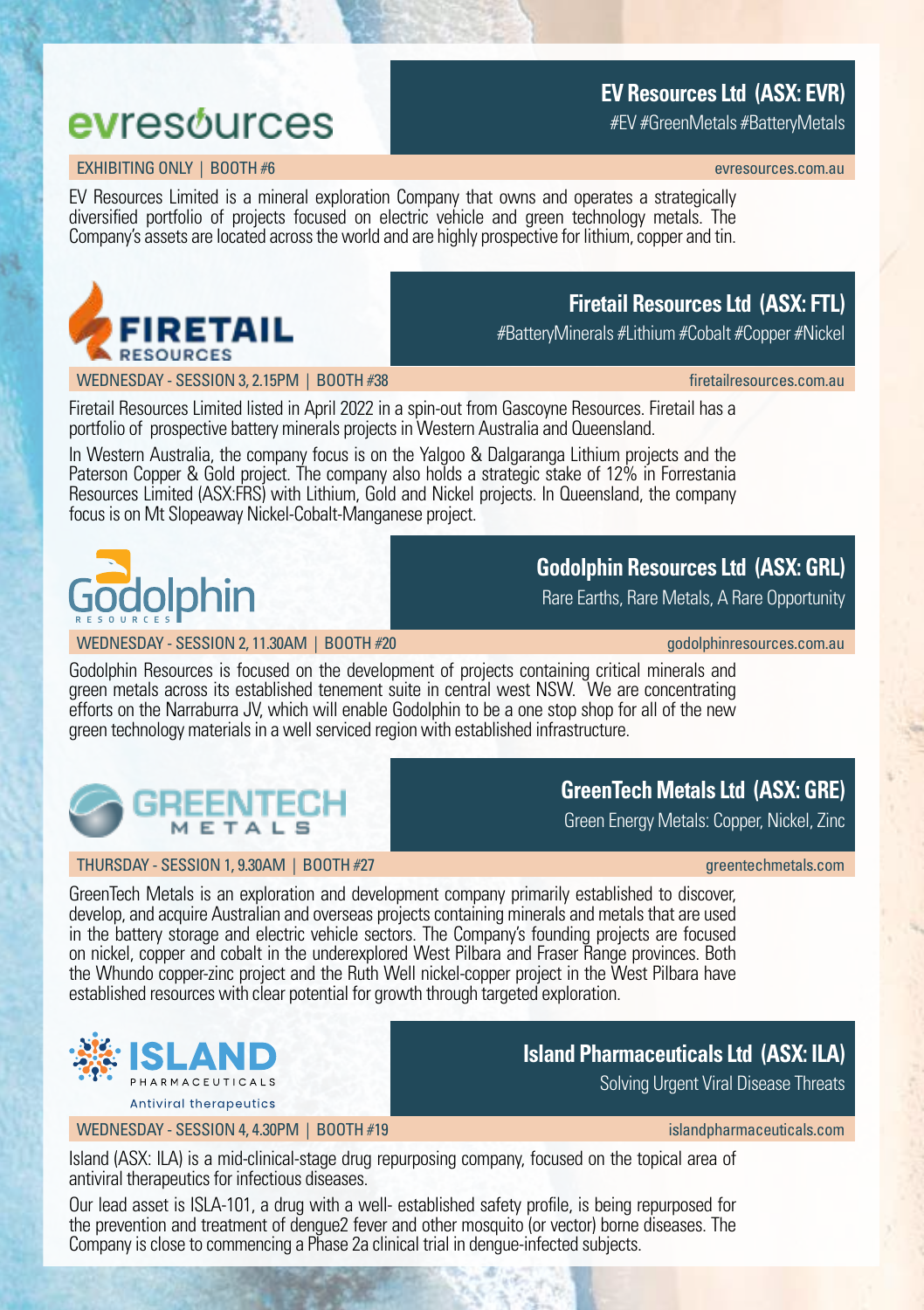## EV Resources Ltd (ASX: EVR)

#EV #GreenMetals #BatteryMetals

EXHIBITING ONLY | BOOTH #6

evresources.com.au

EV Resources Limited is a mineral exploration Company that owns and operates a strategically diversified portfolio of projects focused on electric vehicle and green technology metals. The Company's assets are located across the world and are highly prospective for lithium, copper and tin.

## Firetail Resources Ltd (ASX: FTL)

#BatteryMinerals #Lithium #Cobalt #Copper #Nickel

WEDNESDAY - SESSION 3, 2.15PM | BOOTH #38

firetailresources.com.au

Firetail Resources Limited listed in April 2022 in a spin-out from Gascoyne Resources. Firetail has a portfolio of prospective battery minerals projects in Western Australia and Queensland.

In Western Australia, the company focus is on the Yalgoo & Dalgaranga Lithium projects and the Paterson Copper & Gold project. The company also holds a strategic stake of 12% in Forrestania Resources Limited (ASX:FRS) with Lithium, Gold and Nickel projects. In Queensland, the company focus is on Mt Slopeaway Nickel-Cobalt-Manganese project.

## Godolphin Resources Ltd (ASX: GRL)

Rare Earths, Rare Metals, A Rare Opportunity

WEDNESDAY - SESSION 2, 11.30AM | BOOTH #20

godolphinresources.com.au

Godolphin Resources is focused on the development of projects containing critical minerals and green metals across its established tenement suite in central west NSW. We are concentrating efforts on the Narraburra JV, which will enable Godolphin to be a one stop shop for all of the new green technology materials in a well serviced region with established infrastructure.

## GreenTech Metals Ltd (ASX: GRE)

Green Energy Metals: Copper, Nickel, Zinc

THURSDAY - SESSION 1, 9.30AM | BOOTH #27

greentechmetals.com

GreenTech Metals is an exploration and development company primarily established to discover, develop, and acquire Australian and overseas projects containing minerals and metals that are used in the battery storage and electric vehicle sectors. The Company's founding projects are focused on nickel, copper and cobalt in the underexplored West Pilbara and Fraser Range provinces. Both the Whundo copper-zinc project and the Ruth Well nickel-copper project in the West Pilbara have established resources with clear potential for growth through targeted exploration.

## Island Pharmaceuticals Ltd (ASX: ILA)

Solving Urgent Viral Disease Threats

WEDNESDAY - SESSION 4, 4.30PM | BOOTH #19

islandpharmaceuticals.com

Island (ASX: ILA) is a mid-clinical-stage drug repurposing company, focused on the topical area of antiviral therapeutics for infectious diseases.

Our lead asset is ISLA-101, a drug with a well- established safety profile, is being repurposed for the prevention and treatment of dengue2 fever and other mosquito (or vector) borne diseases. The Company is close to commencing a Phase 2a clinical trial in dengue-infected subjects.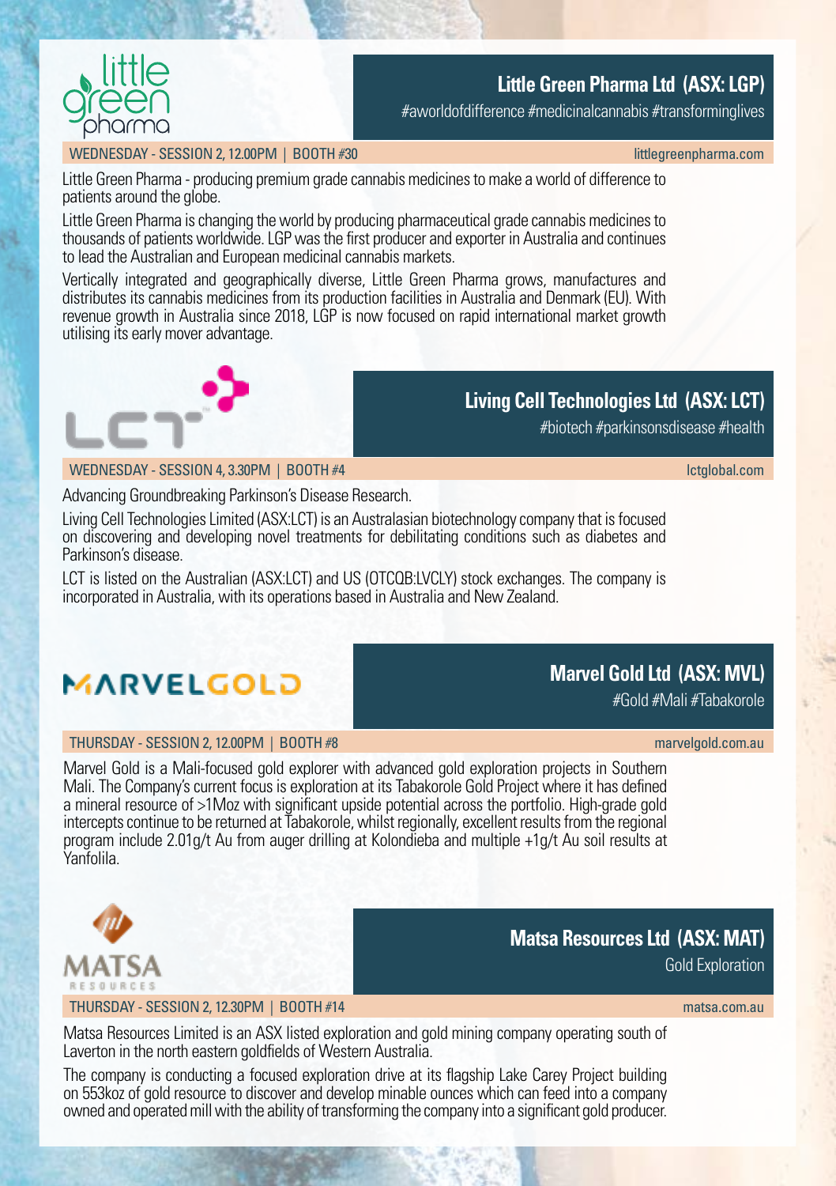## Little Green Pharma Ltd (ASX: LGP)

#aworldofdifference #medicinalcannabis #transforminglives

WEDNESDAY - SESSION 2, 12.00PM | BOOTH #30 — littlegreenpharma.com

Little Green Pharma - producing premium grade cannabis medicines to make a world of difference to patients around the globe.

Little Green Pharma is changing the world by producing pharmaceutical grade cannabis medicines to thousands of patients worldwide. LGP was the first producer and exporter in Australia and continues to lead the Australian and European medicinal cannabis markets.

Vertically integrated and geographically diverse, Little Green Pharma grows, manufactures and distributes its cannabis medicines from its production facilities in Australia and Denmark (EU). With revenue growth in Australia since 2018, LGP is now focused on rapid international market growth utilising its early mover advantage.

## Living Cell Technologies Ltd (ASX: LCT)

#biotech #parkinsonsdisease #health

WEDNESDAY - SESSION 4, 3.30PM | BOOTH #4 — lctglobal.com

Advancing Groundbreaking Parkinson's Disease Research.

Living Cell Technologies Limited (ASX:LCT) is an Australasian biotechnology company that is focused on discovering and developing novel treatments for debilitating conditions such as diabetes and Parkinson's disease.

LCT is listed on the Australian (ASX:LCT) and US (OTCQB:LVCLY) stock exchanges. The company is incorporated in Australia, with its operations based in Australia and New Zealand.

## Marvel Gold Ltd (ASX: MVL)

#Gold #Mali #Tabakorole

THURSDAY - SESSION 2, 12.00PM | BOOTH #8 — marvelgold.com.au

Marvel Gold is a Mali-focused gold explorer with advanced gold exploration projects in Southern Mali. The Company's current focus is exploration at its Tabakorole Gold Project where it has defined a mineral resource of >1Moz with significant upside potential across the portfolio. High-grade gold intercepts continue to be returned at Tabakorole, whilst regionally, excellent results from the regional program include 2.01g/t Au from auger drilling at Kolondieba and multiple +1g/t Au soil results at Yanfolila.

## Matsa Resources Ltd (ASX: MAT)

Gold Exploration

THURSDAY - SESSION 2, 12.30PM | BOOTH #14 — matsa.com.au

Matsa Resources Limited is an ASX listed exploration and gold mining company operating south of Laverton in the north eastern goldfields of Western Australia.

The company is conducting a focused exploration drive at its flagship Lake Carey Project building on 553koz of gold resource to discover and develop minable ounces which can feed into a company owned and operated mill with the ability of transforming the company into a significant gold producer.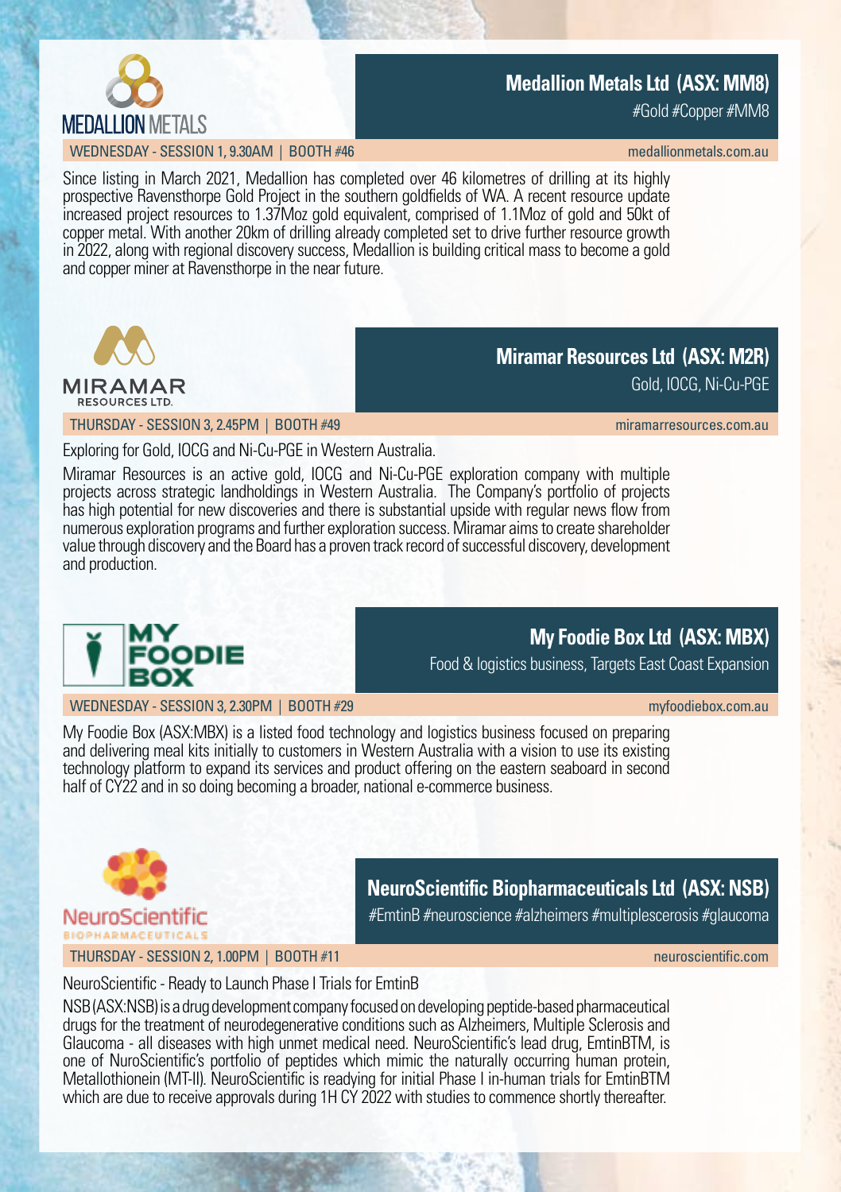## Medallion Metals Ltd (ASX: MM8)

#Gold #Copper #MM8

WEDNESDAY - SESSION 1, 9.30AM | BOOTH #46

medallionmetals.com.au

Since listing in March 2021, Medallion has completed over 46 kilometres of drilling at its highly prospective Ravensthorpe Gold Project in the southern goldfields of WA. A recent resource update increased project resources to 1.37Moz gold equivalent, comprised of 1.1Moz of gold and 50kt of copper metal. With another 20km of drilling already completed set to drive further resource growth in 2022, along with regional discovery success, Medallion is building critical mass to become a gold and copper miner at Ravensthorpe in the near future.

## Miramar Resources Ltd (ASX: M2R)

Gold, IOCG, Ni-Cu-PGE

THURSDAY - SESSION 3, 2.45PM | BOOTH #49

miramarresources.com.au

Exploring for Gold, IOCG and Ni-Cu-PGE in Western Australia.

Miramar Resources is an active gold, IOCG and Ni-Cu-PGE exploration company with multiple projects across strategic landholdings in Western Australia. The Company's portfolio of projects has high potential for new discoveries and there is substantial upside with regular news flow from numerous exploration programs and further exploration success. Miramar aims to create shareholder value through discovery and the Board has a proven track record of successful discovery, development and production.

## My Foodie Box Ltd (ASX: MBX)

Food & logistics business, Targets East Coast Expansion

WEDNESDAY - SESSION 3, 2.30PM | BOOTH #29

myfoodiebox.com.au

My Foodie Box (ASX:MBX) is a listed food technology and logistics business focused on preparing and delivering meal kits initially to customers in Western Australia with a vision to use its existing technology platform to expand its services and product offering on the eastern seaboard in second half of CY22 and in so doing becoming a broader, national e-commerce business.

## NeuroScientific Biopharmaceuticals Ltd (ASX: NSB)

#EmtinB #neuroscience #alzheimers #multiplescerosis #glaucoma

THURSDAY - SESSION 2, 1.00PM | BOOTH #11

neuroscientific.com

NeuroScientific - Ready to Launch Phase I Trials for EmtinB

NSB (ASX:NSB) is a drug development company focused on developing peptide-based pharmaceutical drugs for the treatment of neurodegenerative conditions such as Alzheimers, Multiple Sclerosis and Glaucoma - all diseases with high unmet medical need. NeuroScientific's lead drug, EmtinBTM, is one of NuroScientific's portfolio of peptides which mimic the naturally occurring human protein, Metallothionein (MT-II). NeuroScientific is readying for initial Phase I in-human trials for EmtinBTM which are due to receive approvals during 1H CY 2022 with studies to commence shortly thereafter.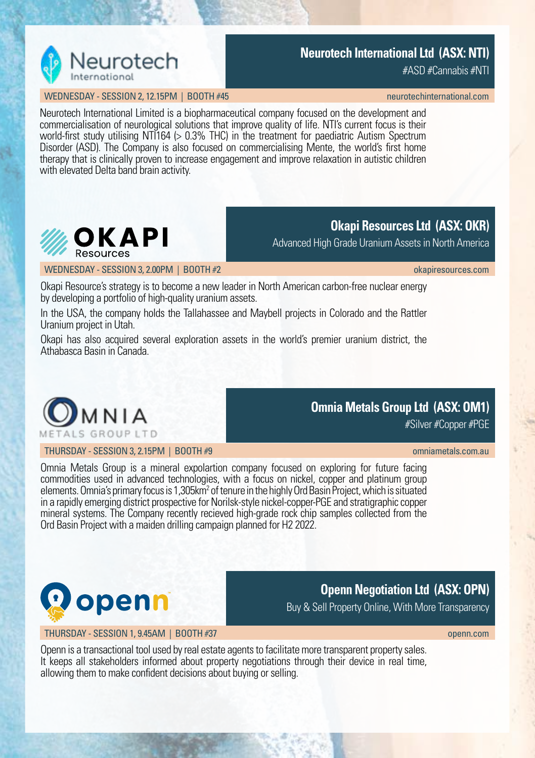## Neurotech International Ltd (ASX: NTI)

#ASD #Cannabis #NTI

WEDNESDAY - SESSION 2, 12.15PM | BOOTH #45 — neurotechinternational.com

Neurotech International Limited is a biopharmaceutical company focused on the development and commercialisation of neurological solutions that improve quality of life. NTI's current focus is their world-first study utilising NTI164 (> 0.3% THC) in the treatment for paediatric Autism Spectrum Disorder (ASD). The Company is also focused on commercialising Mente, the world's first home therapy that is clinically proven to increase engagement and improve relaxation in autistic children with elevated Delta band brain activity.

## Okapi Resources Ltd (ASX: OKR)

Advanced High Grade Uranium Assets in North America

WEDNESDAY - SESSION 3, 2.00PM | BOOTH #2 — okapiresources.com

Okapi Resource's strategy is to become a new leader in North American carbon-free nuclear energy by developing a portfolio of high-quality uranium assets.

In the USA, the company holds the Tallahassee and Maybell projects in Colorado and the Rattler Uranium project in Utah.

Okapi has also acquired several exploration assets in the world's premier uranium district, the Athabasca Basin in Canada.

## Omnia Metals Group Ltd (ASX: OM1)

#Silver #Copper #PGE

THURSDAY - SESSION 3, 2.15PM | BOOTH #9 — omniametals.com.au

Omnia Metals Group is a mineral expolartion company focused on exploring for future facing commodities used in advanced technologies, with a focus on nickel, copper and platinum group elements. Omnia's primary focus is 1,305km² of tenure in the highly Ord Basin Project, which is situated in a rapidly emerging district prospective for Norilsk-style nickel-copper-PGE and stratigraphic copper mineral systems. The Company recently recieved high-grade rock chip samples collected from the Ord Basin Project with a maiden drilling campaign planned for H2 2022.

## Openn Negotiation Ltd (ASX: OPN)

Buy & Sell Property Online, With More Transparency

THURSDAY - SESSION 1, 9.45AM | BOOTH #37 — openn.com

Openn is a transactional tool used by real estate agents to facilitate more transparent property sales. It keeps all stakeholders informed about property negotiations through their device in real time, allowing them to make confident decisions about buying or selling.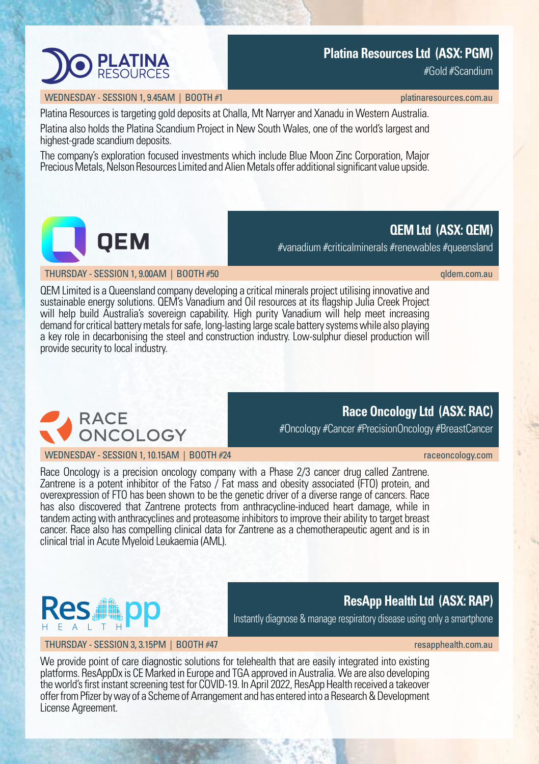## Platina Resources Ltd (ASX: PGM)

#Gold #Scandium

WEDNESDAY - SESSION 1, 9.45AM | BOOTH #1

platinaresources.com.au

Platina Resources is targeting gold deposits at Challa, Mt Narryer and Xanadu in Western Australia.

Platina also holds the Platina Scandium Project in New South Wales, one of the world's largest and highest-grade scandium deposits.

The company's exploration focused investments which include Blue Moon Zinc Corporation, Major Precious Metals, Nelson Resources Limited and Alien Metals offer additional significant value upside.

## QEM Ltd (ASX: QEM)

#vanadium #criticalminerals #renewables #queensland

THURSDAY - SESSION 1, 9.00AM | BOOTH #50

qldem.com.au

QEM Limited is a Queensland company developing a critical minerals project utilising innovative and sustainable energy solutions. QEM's Vanadium and Oil resources at its flagship Julia Creek Project will help build Australia's sovereign capability. High purity Vanadium will help meet increasing demand for critical battery metals for safe, long-lasting large scale battery systems while also playing a key role in decarbonising the steel and construction industry. Low-sulphur diesel production will provide security to local industry.

## Race Oncology Ltd (ASX: RAC)

#Oncology #Cancer #PrecisionOncology #BreastCancer

WEDNESDAY - SESSION 1, 10.15AM | BOOTH #24

raceoncology.com

Race Oncology is a precision oncology company with a Phase 2/3 cancer drug called Zantrene. Zantrene is a potent inhibitor of the Fatso / Fat mass and obesity associated (FTO) protein, and overexpression of FTO has been shown to be the genetic driver of a diverse range of cancers. Race has also discovered that Zantrene protects from anthracycline-induced heart damage, while in tandem acting with anthracyclines and proteasome inhibitors to improve their ability to target breast cancer. Race also has compelling clinical data for Zantrene as a chemotherapeutic agent and is in clinical trial in Acute Myeloid Leukaemia (AML).

## ResApp Health Ltd (ASX: RAP)

Instantly diagnose & manage respiratory disease using only a smartphone

THURSDAY - SESSION 3, 3.15PM | BOOTH #47

resapphealth.com.au

We provide point of care diagnostic solutions for telehealth that are easily integrated into existing platforms. ResAppDx is CE Marked in Europe and TGA approved in Australia. We are also developing the world's first instant screening test for COVID-19. In April 2022, ResApp Health received a takeover offer from Pfizer by way of a Scheme of Arrangement and has entered into a Research & Development License Agreement.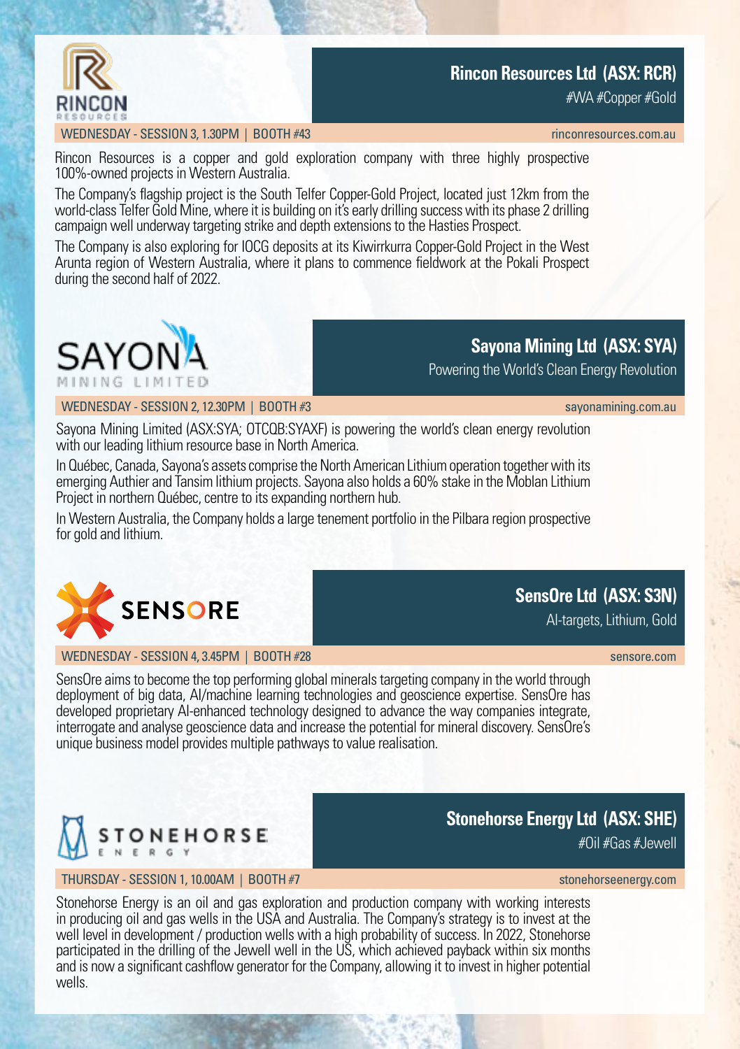## Rincon Resources Ltd (ASX: RCR)

#WA #Copper #Gold

WEDNESDAY - SESSION 3, 1.30PM | BOOTH #43

rinconresources.com.au

Rincon Resources is a copper and gold exploration company with three highly prospective 100%-owned projects in Western Australia.

The Company's flagship project is the South Telfer Copper-Gold Project, located just 12km from the world-class Telfer Gold Mine, where it is building on it's early drilling success with its phase 2 drilling campaign well underway targeting strike and depth extensions to the Hasties Prospect.

The Company is also exploring for IOCG deposits at its Kiwirrkurra Copper-Gold Project in the West Arunta region of Western Australia, where it plans to commence fieldwork at the Pokali Prospect during the second half of 2022.

## Sayona Mining Ltd (ASX: SYA)

Powering the World's Clean Energy Revolution

WEDNESDAY - SESSION 2, 12.30PM | BOOTH #3

sayonamining.com.au

Sayona Mining Limited (ASX:SYA; OTCQB:SYAXF) is powering the world's clean energy revolution with our leading lithium resource base in North America.

In Québec, Canada, Sayona's assets comprise the North American Lithium operation together with its emerging Authier and Tansim lithium projects. Sayona also holds a 60% stake in the Moblan Lithium Project in northern Québec, centre to its expanding northern hub.

In Western Australia, the Company holds a large tenement portfolio in the Pilbara region prospective for gold and lithium.

## SensOre Ltd (ASX: S3N)

AI-targets, Lithium, Gold

WEDNESDAY - SESSION 4, 3.45PM | BOOTH #28

sensore.com

SensOre aims to become the top performing global minerals targeting company in the world through deployment of big data, AI/machine learning technologies and geoscience expertise. SensOre has developed proprietary AI-enhanced technology designed to advance the way companies integrate, interrogate and analyse geoscience data and increase the potential for mineral discovery. SensOre's unique business model provides multiple pathways to value realisation.

## Stonehorse Energy Ltd (ASX: SHE)

#Oil #Gas #Jewell

THURSDAY - SESSION 1, 10.00AM | BOOTH #7

stonehorseenergy.com

Stonehorse Energy is an oil and gas exploration and production company with working interests in producing oil and gas wells in the USA and Australia. The Company's strategy is to invest at the well level in development / production wells with a high probability of success. In 2022, Stonehorse participated in the drilling of the Jewell well in the US, which achieved payback within six months and is now a significant cashflow generator for the Company, allowing it to invest in higher potential wells.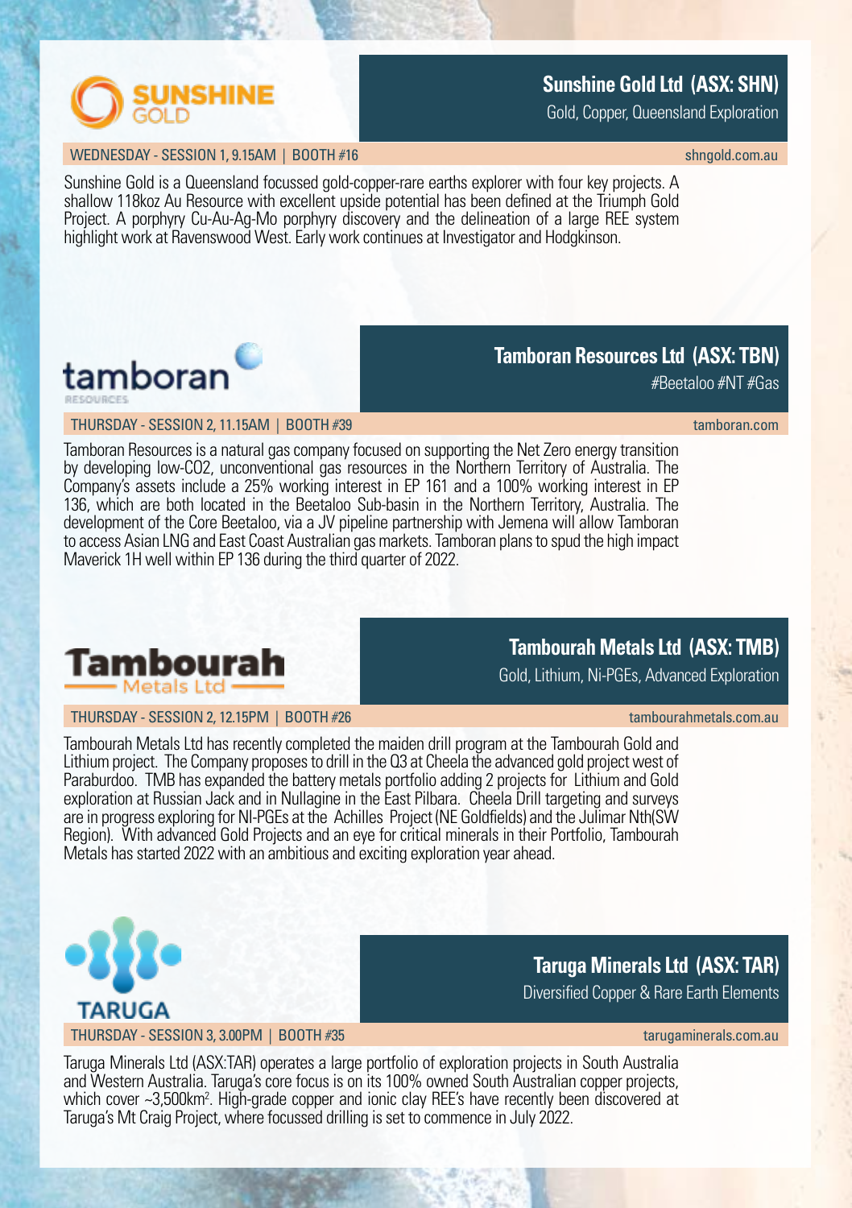## Sunshine Gold Ltd (ASX: SHN)

Gold, Copper, Queensland Exploration

WEDNESDAY - SESSION 1, 9.15AM | BOOTH #16 shngold.com.au

Sunshine Gold is a Queensland focussed gold-copper-rare earths explorer with four key projects. A shallow 118koz Au Resource with excellent upside potential has been defined at the Triumph Gold Project. A porphyry Cu-Au-Ag-Mo porphyry discovery and the delineation of a large REE system highlight work at Ravenswood West. Early work continues at Investigator and Hodgkinson.

## Tamboran Resources Ltd (ASX: TBN)

#Beetaloo #NT #Gas

THURSDAY - SESSION 2, 11.15AM | BOOTH #39 tamboran.com

Tamboran Resources is a natural gas company focused on supporting the Net Zero energy transition by developing low-CO2, unconventional gas resources in the Northern Territory of Australia. The Company's assets include a 25% working interest in EP 161 and a 100% working interest in EP 136, which are both located in the Beetaloo Sub-basin in the Northern Territory, Australia. The development of the Core Beetaloo, via a JV pipeline partnership with Jemena will allow Tamboran to access Asian LNG and East Coast Australian gas markets. Tamboran plans to spud the high impact Maverick 1H well within EP 136 during the third quarter of 2022.

## Tambourah Metals Ltd (ASX: TMB)

Gold, Lithium, Ni-PGEs, Advanced Exploration

THURSDAY - SESSION 2, 12.15PM | BOOTH #26 tambourahmetals.com.au

Tambourah Metals Ltd has recently completed the maiden drill program at the Tambourah Gold and Lithium project. The Company proposes to drill in the Q3 at Cheela the advanced gold project west of Paraburdoo. TMB has expanded the battery metals portfolio adding 2 projects for Lithium and Gold exploration at Russian Jack and in Nullagine in the East Pilbara. Cheela Drill targeting and surveys are in progress exploring for NI-PGEs at the Achilles Project (NE Goldfields) and the Julimar Nth(SW Region). With advanced Gold Projects and an eye for critical minerals in their Portfolio, Tambourah Metals has started 2022 with an ambitious and exciting exploration year ahead.

## Taruga Minerals Ltd (ASX: TAR)

Diversified Copper & Rare Earth Elements

THURSDAY - SESSION 3, 3.00PM | BOOTH #35 tarugaminerals.com.au

Taruga Minerals Ltd (ASX:TAR) operates a large portfolio of exploration projects in South Australia and Western Australia. Taruga's core focus is on its 100% owned South Australian copper projects, which cover ~3,500km². High-grade copper and ionic clay REE's have recently been discovered at Taruga's Mt Craig Project, where focussed drilling is set to commence in July 2022.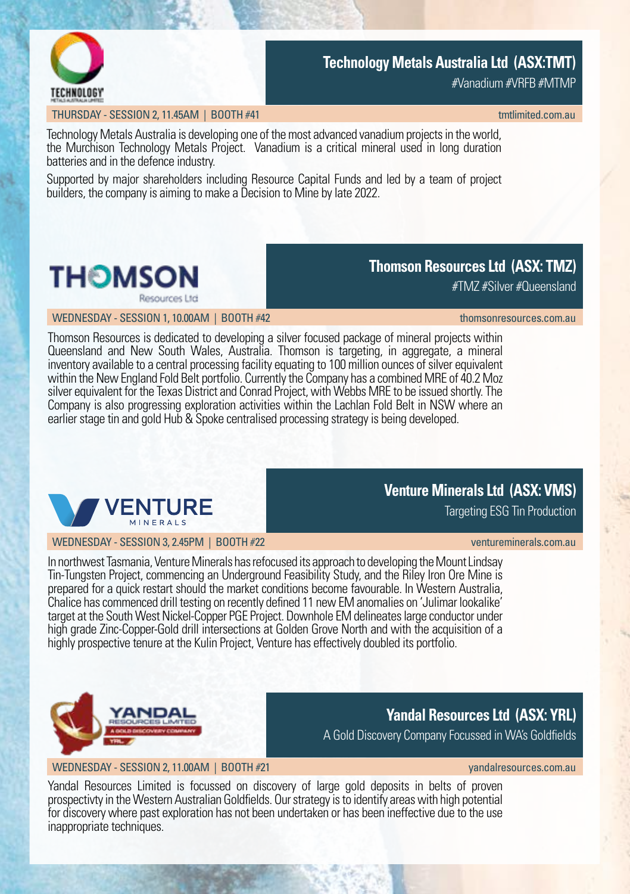## Technology Metals Australia Ltd (ASX:TMT)

#Vanadium #VRFB #MTMP

THURSDAY - SESSION 2, 11.45AM | BOOTH #41 tmtlimited.com.au

Technology Metals Australia is developing one of the most advanced vanadium projects in the world, the Murchison Technology Metals Project. Vanadium is a critical mineral used in long duration batteries and in the defence industry.

Supported by major shareholders including Resource Capital Funds and led by a team of project builders, the company is aiming to make a Decision to Mine by late 2022.

## Thomson Resources Ltd (ASX: TMZ)

#TMZ #Silver #Queensland

WEDNESDAY - SESSION 1, 10.00AM | BOOTH #42 thomsonresources.com.au

Thomson Resources is dedicated to developing a silver focused package of mineral projects within Queensland and New South Wales, Australia. Thomson is targeting, in aggregate, a mineral inventory available to a central processing facility equating to 100 million ounces of silver equivalent within the New England Fold Belt portfolio. Currently the Company has a combined MRE of 40.2 Moz silver equivalent for the Texas District and Conrad Project, with Webbs MRE to be issued shortly. The Company is also progressing exploration activities within the Lachlan Fold Belt in NSW where an earlier stage tin and gold Hub & Spoke centralised processing strategy is being developed.

## Venture Minerals Ltd (ASX: VMS)

Targeting ESG Tin Production

WEDNESDAY - SESSION 3, 2.45PM | BOOTH #22 ventureminerals.com.au

In northwest Tasmania, Venture Minerals has refocused its approach to developing the Mount Lindsay Tin-Tungsten Project, commencing an Underground Feasibility Study, and the Riley Iron Ore Mine is prepared for a quick restart should the market conditions become favourable. In Western Australia, Chalice has commenced drill testing on recently defined 11 new EM anomalies on 'Julimar lookalike' target at the South West Nickel-Copper PGE Project. Downhole EM delineates large conductor under high grade Zinc-Copper-Gold drill intersections at Golden Grove North and with the acquisition of a highly prospective tenure at the Kulin Project, Venture has effectively doubled its portfolio.

## Yandal Resources Ltd (ASX: YRL)

A Gold Discovery Company Focussed in WA's Goldfields

WEDNESDAY - SESSION 2, 11.00AM | BOOTH #21 yandalresources.com.au

Yandal Resources Limited is focussed on discovery of large gold deposits in belts of proven prospectivty in the Western Australian Goldfields. Our strategy is to identify areas with high potential for discovery where past exploration has not been undertaken or has been ineffective due to the use inappropriate techniques.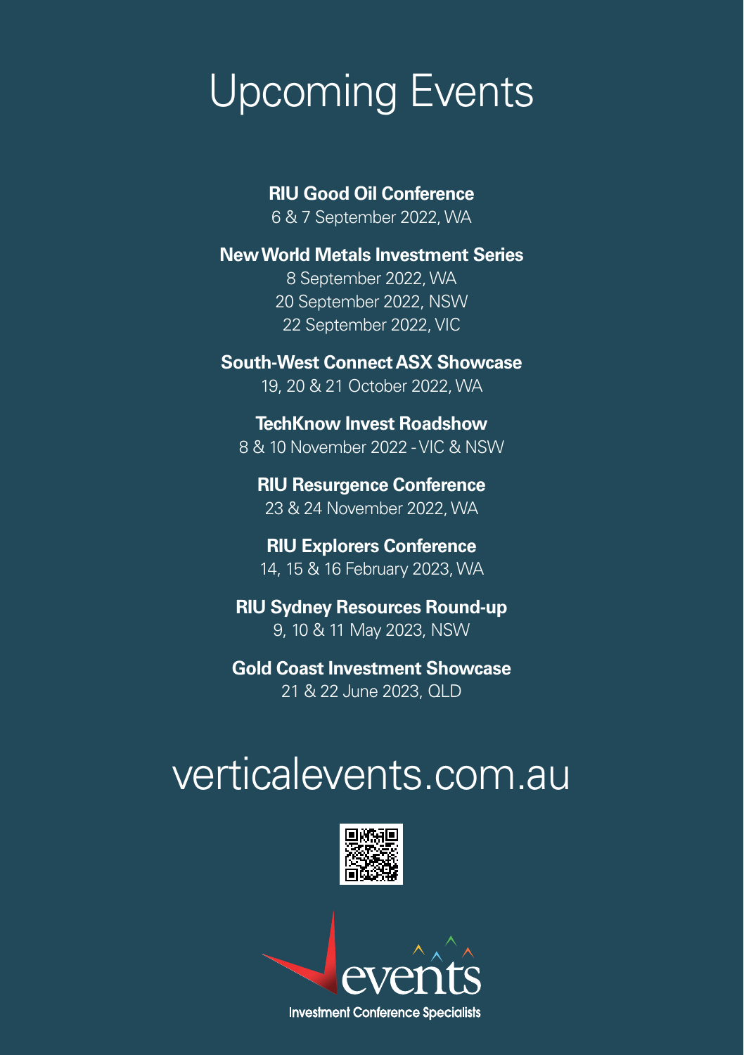# Upcoming Events

**RIU Good Oil Conference**
6 & 7 September 2022, WA

**New World Metals Investment Series**
8 September 2022, WA
20 September 2022, NSW
22 September 2022, VIC

**South-West Connect ASX Showcase**
19, 20 & 21 October 2022, WA

**TechKnow Invest Roadshow**
8 & 10 November 2022 - VIC & NSW

**RIU Resurgence Conference**
23 & 24 November 2022, WA

**RIU Explorers Conference**
14, 15 & 16 February 2023, WA

**RIU Sydney Resources Round-up**
9, 10 & 11 May 2023, NSW

**Gold Coast Investment Showcase**
21 & 22 June 2023, QLD

## verticalevents.com.au

events

Investment Conference Specialists